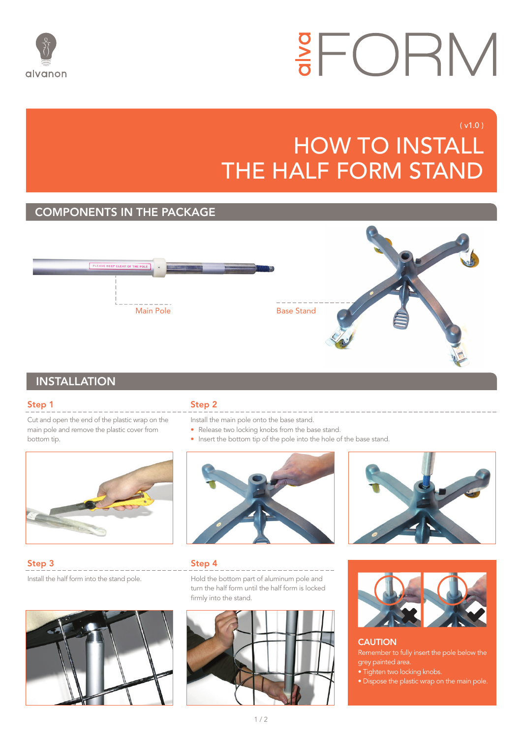alvanon

alvaFORM

( v1.0 )

# HOW TO INSTALL THE HALF FORM STAND

## COMPONENTS IN THE PACKAGE

PLEASE KEEP CLEAR OF THE POLE

Main Pole

Base Stand

## INSTALLATION

### Step 1

Cut and open the end of the plastic wrap on the main pole and remove the plastic cover from bottom tip.

### Step 2

Install the main pole onto the base stand.

- Release two locking knobs from the base stand.
- Insert the bottom tip of the pole into the hole of the base stand.

### Step 3

Install the half form into the stand pole.

### Step 4

Hold the bottom part of aluminum pole and turn the half form until the half form is locked firmly into the stand.

### CAUTION

Remember to fully insert the pole below the grey painted area.

- Tighten two locking knobs.
- Dispose the plastic wrap on the main pole.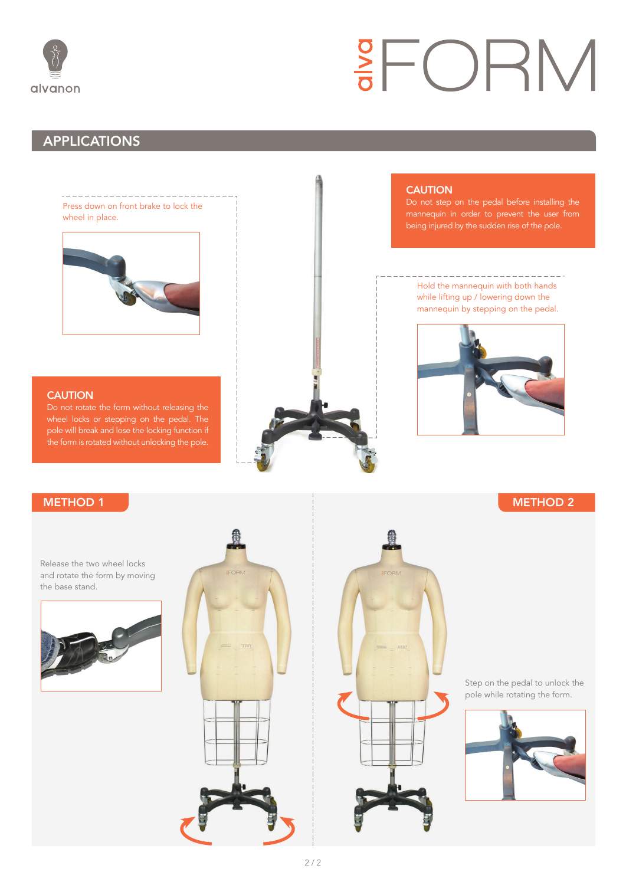## APPLICATIONS

Press down on front brake to lock the wheel in place.

**CAUTION**

Do not step on the pedal before installing the mannequin in order to prevent the user from being injured by the sudden rise of the pole.

Hold the mannequin with both hands while lifting up / lowering down the mannequin by stepping on the pedal.

**CAUTION**

Do not rotate the form without releasing the wheel locks or stepping on the pedal. The pole will break and lose the locking function if the form is rotated without unlocking the pole.

## METHOD 1

Release the two wheel locks and rotate the form by moving the base stand.

## METHOD 2

Step on the pedal to unlock the pole while rotating the form.